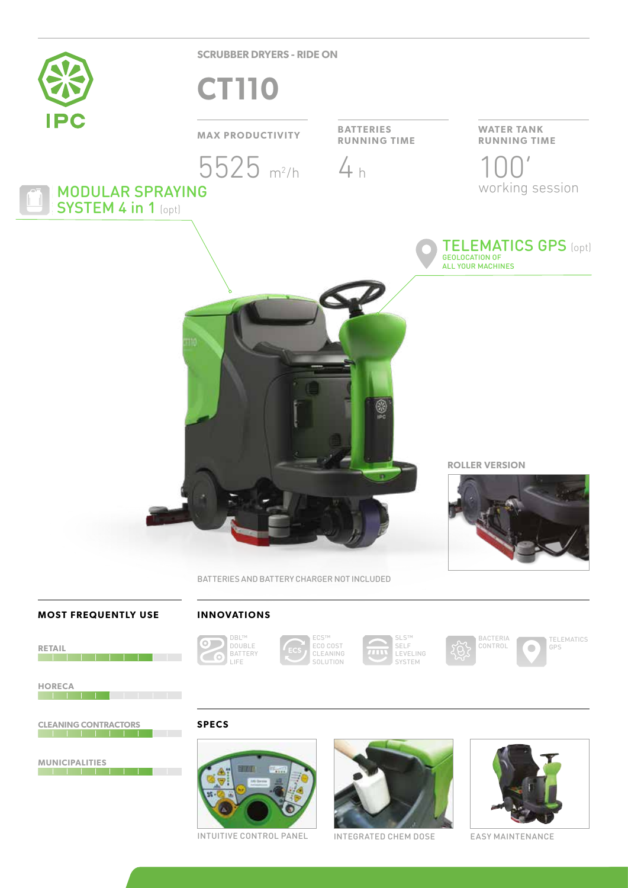IPC

SCRUBBER DRYERS - RIDE ON

# CT110

| MAX PRODUCTIVITY | BATTERIES RUNNING TIME | WATER TANK RUNNING TIME |
|---|---|---|
| 5525 $m^2/h$ | 4 h | 100' working session |

MODULAR SPRAYING SYSTEM 4 in 1 (opt)

TELEMATICS GPS (opt)
GEOLOCATION OF ALL YOUR MACHINES

ROLLER VERSION

BATTERIES AND BATTERY CHARGER NOT INCLUDED

## MOST FREQUENTLY USE

- RETAIL
- HORECA
- CLEANING CONTRACTORS
- MUNICIPALITIES

## INNOVATIONS

- DBL™ DOUBLE BATTERY LIFE
- ECS™ ECO COST CLEANING SOLUTION
- SLS™ SELF LEVELING SYSTEM
- BACTERIA CONTROL
- TELEMATICS GPS

## SPECS

- INTUITIVE CONTROL PANEL
- INTEGRATED CHEM DOSE
- EASY MAINTENANCE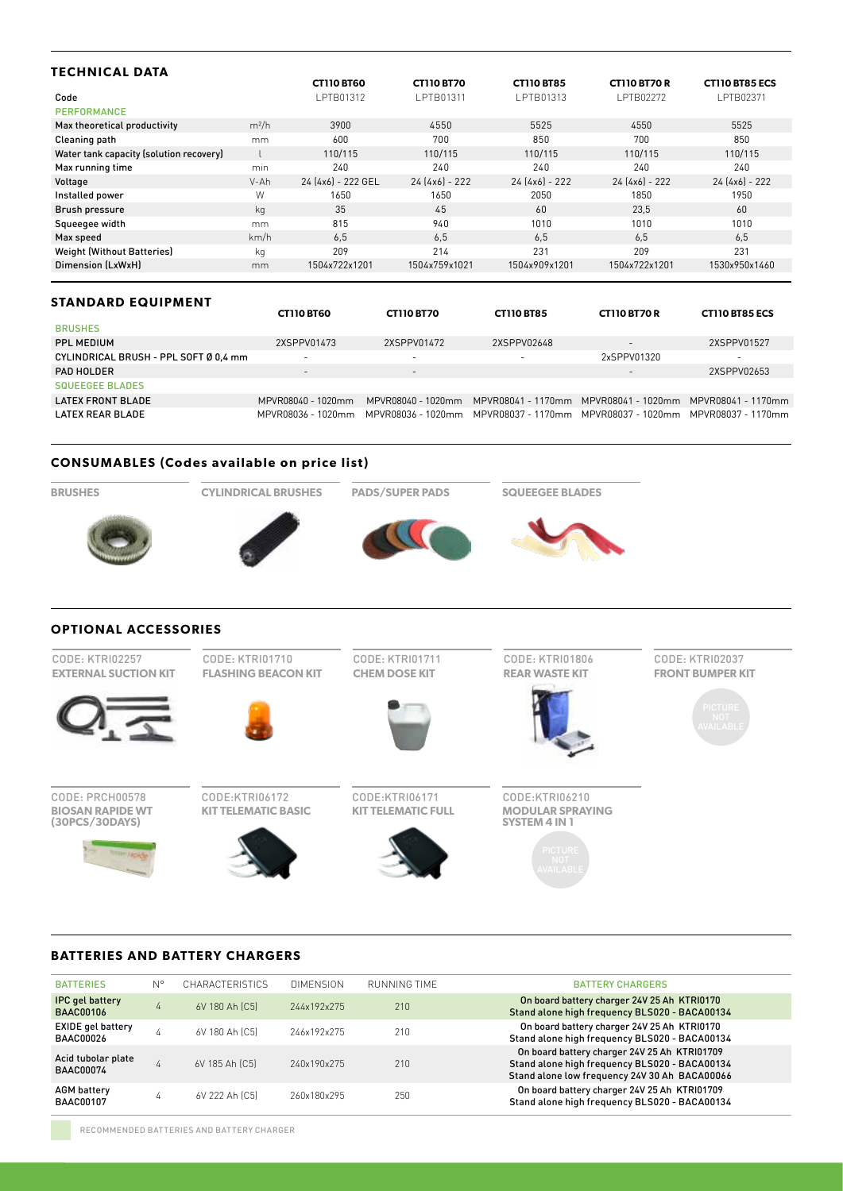## TECHNICAL DATA

| | | CT110 BT60 | CT110 BT70 | CT110 BT85 | CT110 BT70 R | CT110 BT85 ECS |
|---|---|---|---|---|---|---|
| Code | | LPTB01312 | LPTB01311 | LPTB01313 | LPTB02272 | LPTB02371 |
| PERFORMANCE | | | | | | |
| Max theoretical productivity | m²/h | 3900 | 4550 | 5525 | 4550 | 5525 |
| Cleaning path | mm | 600 | 700 | 850 | 700 | 850 |
| Water tank capacity (solution recovery) | l | 110/115 | 110/115 | 110/115 | 110/115 | 110/115 |
| Max running time | min | 240 | 240 | 240 | 240 | 240 |
| Voltage | V-Ah | 24 (4x6) - 222 GEL | 24 (4x6) - 222 | 24 (4x6) - 222 | 24 (4x6) - 222 | 24 (4x6) - 222 |
| Installed power | W | 1650 | 1650 | 2050 | 1850 | 1950 |
| Brush pressure | kg | 35 | 45 | 60 | 23,5 | 60 |
| Squeegee width | mm | 815 | 940 | 1010 | 1010 | 1010 |
| Max speed | km/h | 6,5 | 6,5 | 6,5 | 6,5 | 6,5 |
| Weight (Without Batteries) | kg | 209 | 214 | 231 | 209 | 231 |
| Dimension (LxWxH) | mm | 1504x722x1201 | 1504x759x1021 | 1504x909x1201 | 1504x722x1201 | 1530x950x1460 |

## STANDARD EQUIPMENT

| | CT110 BT60 | CT110 BT70 | CT110 BT85 | CT110 BT70 R | CT110 BT85 ECS |
|---|---|---|---|---|---|
| BRUSHES | | | | | |
| PPL MEDIUM | 2XSPPV01473 | 2XSPPV01472 | 2XSPPV02648 | - | 2XSPPV01527 |
| CYLINDRICAL BRUSH - PPL SOFT Ø 0,4 mm | - | - | - | 2xSPPV01320 | - |
| PAD HOLDER | - | - | | - | 2XSPPV02653 |
| SQUEEGEE BLADES | | | | | |
| LATEX FRONT BLADE | MPVR08040 - 1020mm | MPVR08040 - 1020mm | MPVR08041 - 1170mm | MPVR08041 - 1020mm | MPVR08041 - 1170mm |
| LATEX REAR BLADE | MPVR08036 - 1020mm | MPVR08036 - 1020mm | MPVR08037 - 1170mm | MPVR08037 - 1020mm | MPVR08037 - 1170mm |

## CONSUMABLES (Codes available on price list)

BRUSHES

CYLINDRICAL BRUSHES

PADS/SUPER PADS

SQUEEGEE BLADES

## OPTIONAL ACCESSORIES

CODE: KTRI02257
**EXTERNAL SUCTION KIT**

CODE: KTRI01710
**FLASHING BEACON KIT**

CODE: KTRI01711
**CHEM DOSE KIT**

CODE: KTRI01806
**REAR WASTE KIT**

CODE: KTRI02037
**FRONT BUMPER KIT**

PICTURE NOT AVAILABLE

CODE: PRCH00578
**BIOSAN RAPIDE WT (30PCS/30DAYS)**

CODE:KTRI06172
**KIT TELEMATIC BASIC**

CODE:KTRI06171
**KIT TELEMATIC FULL**

CODE:KTRI06210
**MODULAR SPRAYING SYSTEM 4 IN 1**

PICTURE NOT AVAILABLE

## BATTERIES AND BATTERY CHARGERS

| BATTERIES | N° | CHARACTERISTICS | DIMENSION | RUNNING TIME | BATTERY CHARGERS |
|---|---|---|---|---|---|
| IPC gel battery BAAC00106 | 4 | 6V 180 Ah (C5) | 244x192x275 | 210 | On board battery charger 24V 25 Ah KTRI0170<br>Stand alone high frequency BLS020 - BACA00134 |
| EXIDE gel battery BAAC00026 | 4 | 6V 180 Ah (C5) | 246x192x275 | 210 | On board battery charger 24V 25 Ah KTRI0170<br>Stand alone high frequency BLS020 - BACA00134 |
| Acid tubolar plate BAAC00074 | 4 | 6V 185 Ah (C5) | 240x190x275 | 210 | On board battery charger 24V 25 Ah KTRI01709<br>Stand alone high frequency BLS020 - BACA00134<br>Stand alone low frequency 24V 30 Ah BACA00066 |
| AGM battery BAAC00107 | 4 | 6V 222 Ah (C5) | 260x180x295 | 250 | On board battery charger 24V 25 Ah KTRI01709<br>Stand alone high frequency BLS020 - BACA00134 |

RECOMMENDED BATTERIES AND BATTERY CHARGER